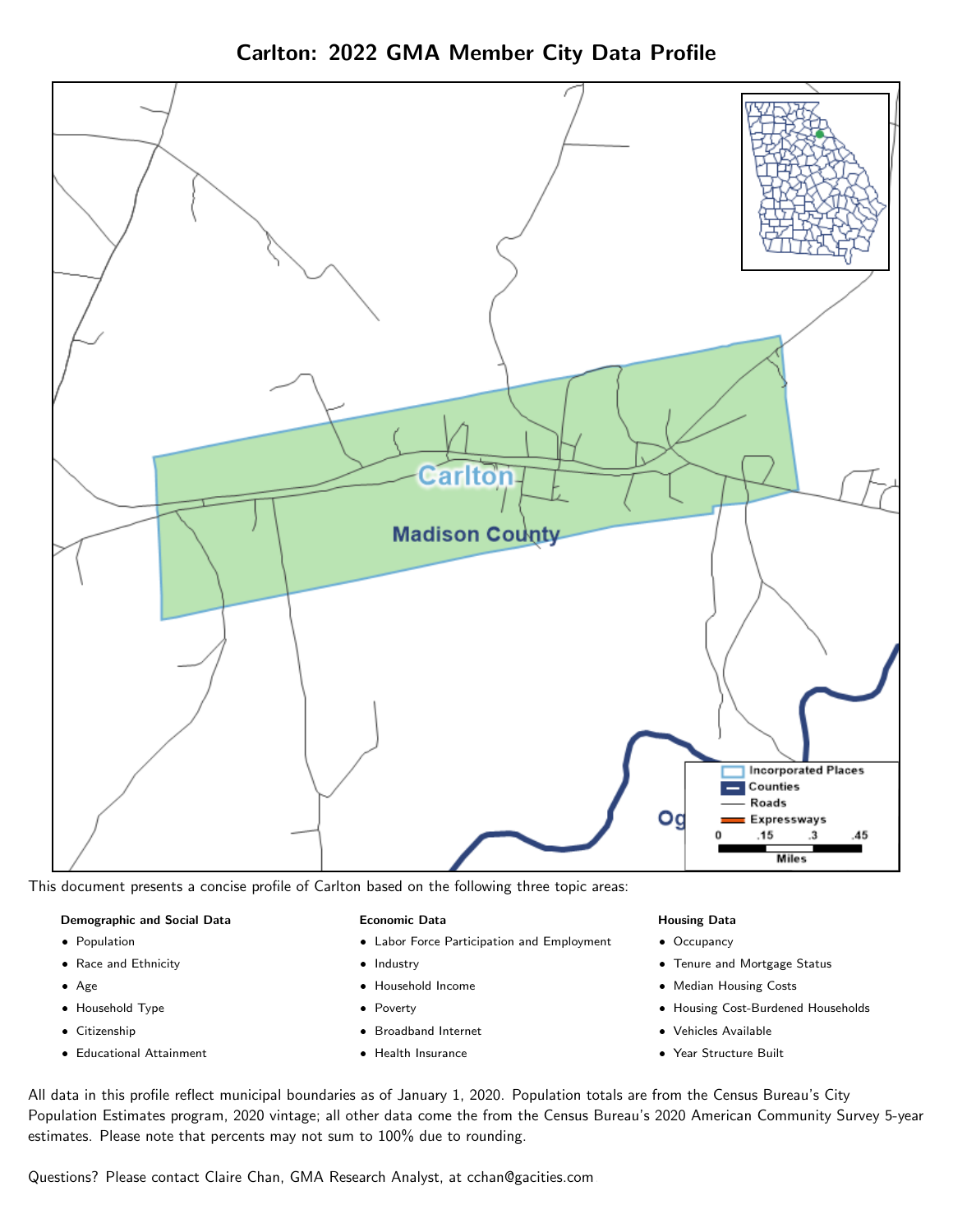# Carlton: 2022 GMA Member City Data Profile

This document presents a concise profile of Carlton based on the following three topic areas:

**Demographic and Social Data**

- Population
- Race and Ethnicity
- Age
- Household Type
- Citizenship
- Educational Attainment

**Economic Data**

- Labor Force Participation and Employment
- Industry
- Household Income
- Poverty
- Broadband Internet
- Health Insurance

**Housing Data**

- Occupancy
- Tenure and Mortgage Status
- Median Housing Costs
- Housing Cost-Burdened Households
- Vehicles Available
- Year Structure Built

All data in this profile reflect municipal boundaries as of January 1, 2020. Population totals are from the Census Bureau's City Population Estimates program, 2020 vintage; all other data come the from the Census Bureau's 2020 American Community Survey 5-year estimates. Please note that percents may not sum to 100% due to rounding.

Questions? Please contact Claire Chan, GMA Research Analyst, at cchan@gacities.com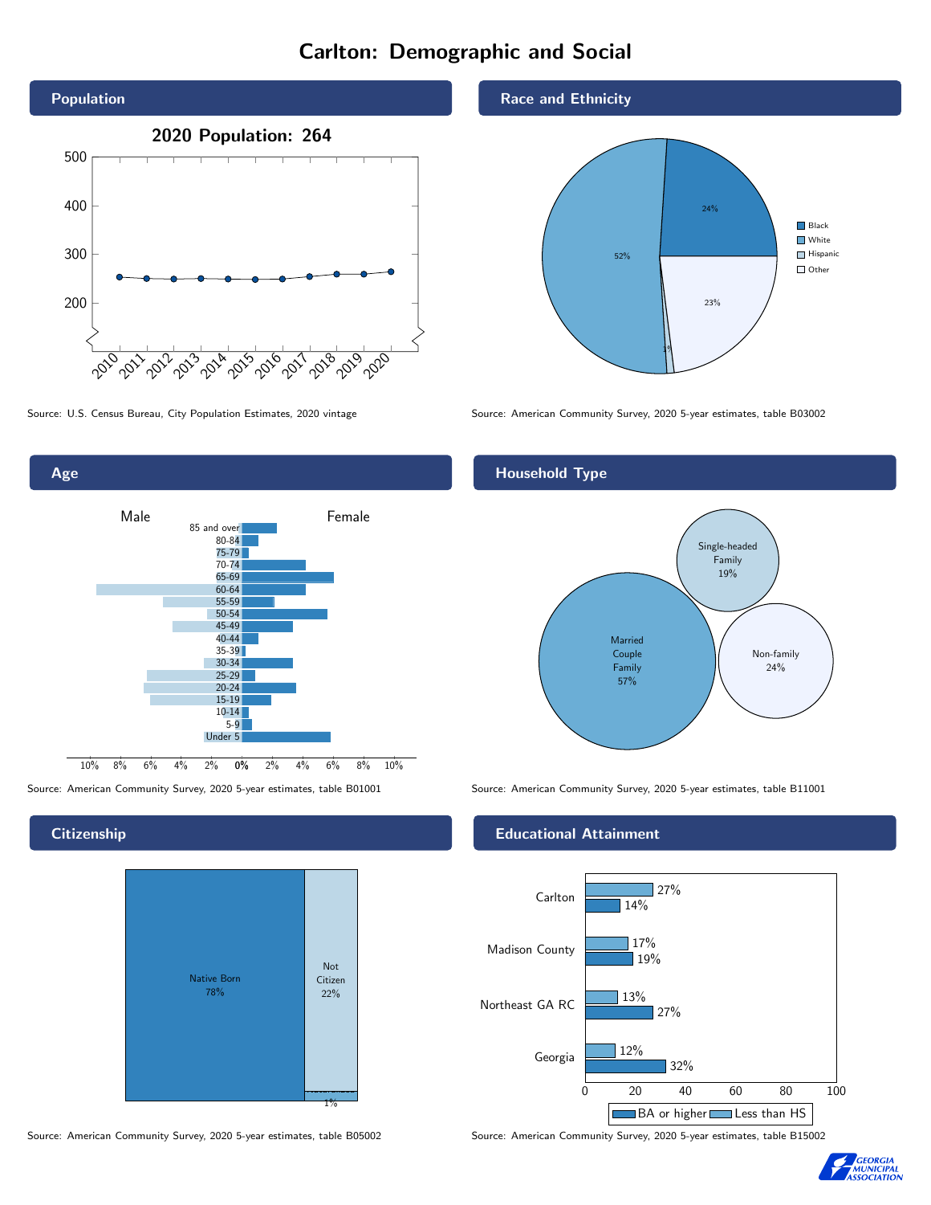# Carlton: Demographic and Social

## Population

2020 Population: 264

Source: U.S. Census Bureau, City Population Estimates, 2020 vintage

## Race and Ethnicity

Black 24%, White 52%, Hispanic 1%, Other 23%

Source: American Community Survey, 2020 5-year estimates, table B03002

## Age

Male / Female

Source: American Community Survey, 2020 5-year estimates, table B01001

## Household Type

- Married Couple Family 57%
- Single-headed Family 19%
- Non-family 24%

Source: American Community Survey, 2020 5-year estimates, table B11001

## Citizenship

- Native Born 78%
- Not Citizen 22%
- 1%

Source: American Community Survey, 2020 5-year estimates, table B05002

## Educational Attainment

| | Less than HS | BA or higher |
|---|---|---|
| Carlton | 27% | 14% |
| Madison County | 17% | 19% |
| Northeast GA RC | 13% | 27% |
| Georgia | 12% | 32% |

Source: American Community Survey, 2020 5-year estimates, table B15002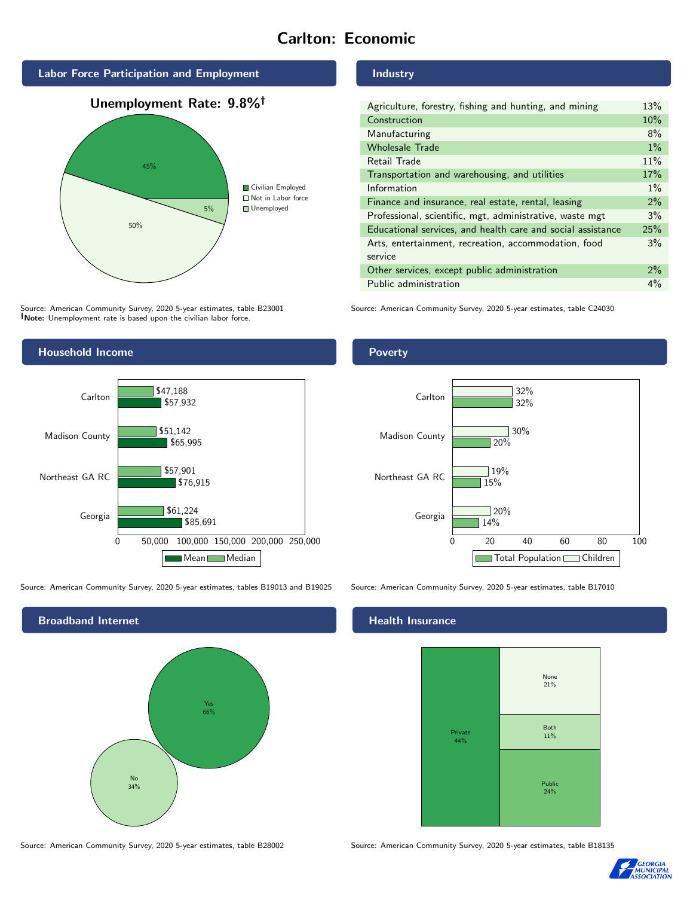# Carlton: Economic

## Labor Force Participation and Employment

**Unemployment Rate: 9.8%†**

| Category | Percent |
| --- | --- |
| Civilian Employed | 45% |
| Not in Labor force | 50% |
| Unemployed | 5% |

Source: American Community Survey, 2020 5-year estimates, table B23001
**†Note:** Unemployment rate is based upon the civilian labor force.

## Industry

| Industry | Percent |
| --- | --- |
| Agriculture, forestry, fishing and hunting, and mining | 13% |
| Construction | 10% |
| Manufacturing | 8% |
| Wholesale Trade | 1% |
| Retail Trade | 11% |
| Transportation and warehousing, and utilities | 17% |
| Information | 1% |
| Finance and insurance, real estate, rental, leasing | 2% |
| Professional, scientific, mgt, administrative, waste mgt | 3% |
| Educational services, and health care and social assistance | 25% |
| Arts, entertainment, recreation, accommodation, food service | 3% |
| Other services, except public administration | 2% |
| Public administration | 4% |

Source: American Community Survey, 2020 5-year estimates, table C24030

## Household Income

| | Median | Mean |
| --- | --- | --- |
| Carlton | $47,188 | $57,932 |
| Madison County | $51,142 | $65,995 |
| Northeast GA RC | $57,901 | $76,915 |
| Georgia | $61,224 | $85,691 |

Source: American Community Survey, 2020 5-year estimates, tables B19013 and B19025

## Poverty

| | Children | Total Population |
| --- | --- | --- |
| Carlton | 32% | 32% |
| Madison County | 30% | 20% |
| Northeast GA RC | 19% | 15% |
| Georgia | 20% | 14% |

Source: American Community Survey, 2020 5-year estimates, table B17010

## Broadband Internet

| | Percent |
| --- | --- |
| Yes | 66% |
| No | 34% |

Source: American Community Survey, 2020 5-year estimates, table B28002

## Health Insurance

| | Percent |
| --- | --- |
| Private | 44% |
| None | 21% |
| Both | 11% |
| Public | 24% |

Source: American Community Survey, 2020 5-year estimates, table B18135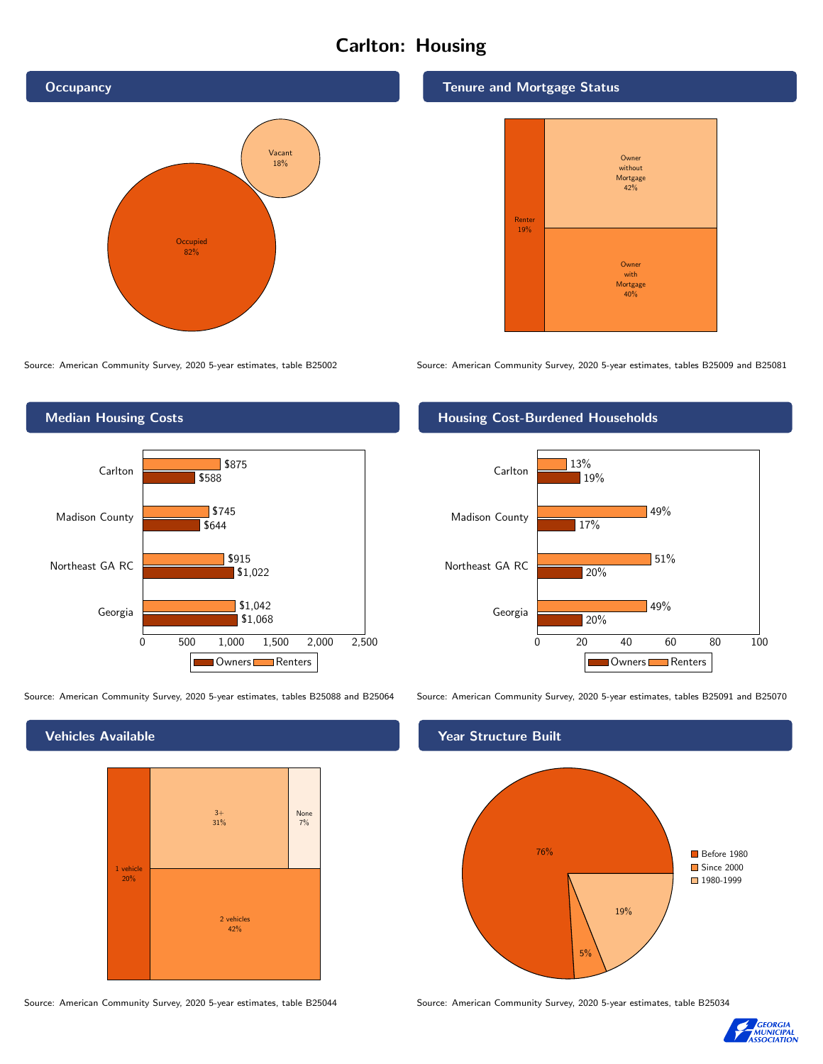# Carlton: Housing

## Occupancy

Vacant
18%

Occupied
82%

Source: American Community Survey, 2020 5-year estimates, table B25002

## Tenure and Mortgage Status

Renter
19%

Owner
without
Mortgage
42%

Owner
with
Mortgage
40%

Source: American Community Survey, 2020 5-year estimates, tables B25009 and B25081

## Median Housing Costs

Carlton
$875
$588

Madison County
$745
$644

Northeast GA RC
$915
$1,022

Georgia
$1,042
$1,068

0 500 1,000 1,500 2,000 2,500

Owners Renters

Source: American Community Survey, 2020 5-year estimates, tables B25088 and B25064

## Housing Cost-Burdened Households

Carlton
13%
19%

Madison County
49%
17%

Northeast GA RC
51%
20%

Georgia
49%
20%

0 20 40 60 80 100

Owners Renters

Source: American Community Survey, 2020 5-year estimates, tables B25091 and B25070

## Vehicles Available

1 vehicle
20%

3+
31%

None
7%

2 vehicles
42%

Source: American Community Survey, 2020 5-year estimates, table B25044

## Year Structure Built

76%

5%

19%

Before 1980
Since 2000
1980-1999

Source: American Community Survey, 2020 5-year estimates, table B25034

GEORGIA MUNICIPAL ASSOCIATION